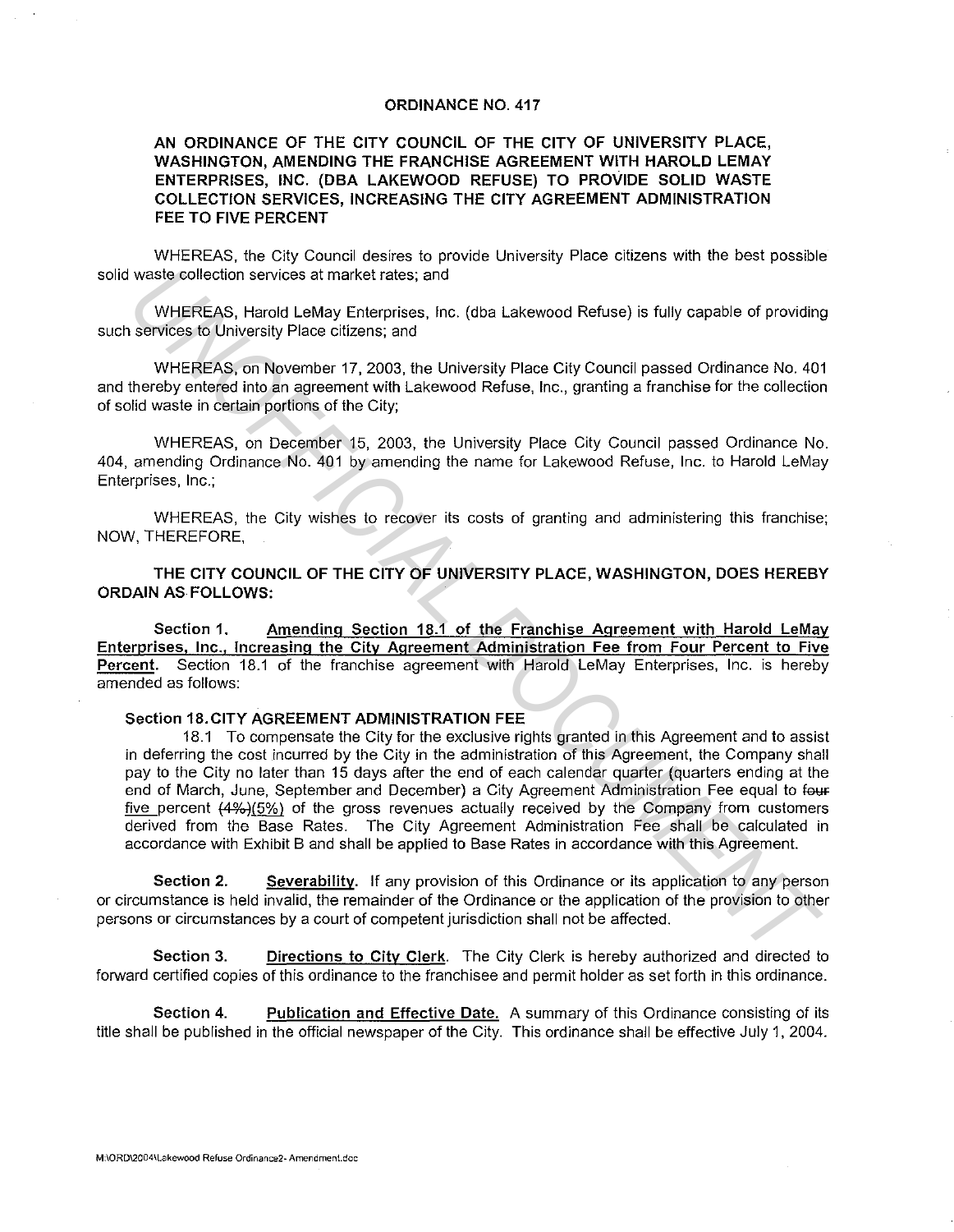# ORDINANCE NO. 417

## AN ORDINANCE OF THE CITY COUNCIL OF THE CITY OF UNIVERSITY PLACE, WASHINGTON, AMENDING THE FRANCHISE AGREEMENT WITH HAROLD LEMAY ENTERPRISES, INC. (DBA LAKEWOOD REFUSE) TO PROVIDE SOLID WASTE COLLECTION SERVICES, INCREASING THE CITY AGREEMENT ADMINISTRATION FEE TO FIVE PERCENT

WHEREAS, the City Council desires to provide University Place citizens with the best possible solid waste collection services at market rates; and

WHEREAS, Harold LeMay Enterprises, Inc. (dba Lakewood Refuse) is fully capable of providing such services to University Place citizens; and

WHEREAS, on November 17, 2003, the University Place City Council passed Ordinance No. 401 and thereby entered into an agreement with Lakewood Refuse, Inc., granting a franchise for the collection of solid waste in certain portions of the City;

WHEREAS, on December 15, 2003, the University Place City Council passed Ordinance No. 404, amending Ordinance No. 401 by amending the name for Lakewood Refuse, Inc. to Harold LeMay Enterprises, Inc.;

WHEREAS, the City wishes to recover its costs of granting and administering this franchise; NOW, THEREFORE,

**THE CITY COUNCIL OF THE CITY OF UNIVERSITY PLACE, WASHINGTON, DOES HEREBY ORDAIN AS FOLLOWS:**

**Section 1.** **Amending Section 18.1 of the Franchise Agreement with Harold LeMay Enterprises, Inc., Increasing the City Agreement Administration Fee from Four Percent to Five Percent**. Section 18.1 of the franchise agreement with Harold LeMay Enterprises, Inc. is hereby amended as follows:

**Section 18. CITY AGREEMENT ADMINISTRATION FEE**

18.1 To compensate the City for the exclusive rights granted in this Agreement and to assist in deferring the cost incurred by the City in the administration of this Agreement, the Company shall pay to the City no later than 15 days after the end of each calendar quarter (quarters ending at the end of March, June, September and December) a City Agreement Administration Fee equal to ~~four~~ <u>five</u> percent ~~(4%)~~<u>(5%)</u> of the gross revenues actually received by the Company from customers derived from the Base Rates. The City Agreement Administration Fee shall be calculated in accordance with Exhibit B and shall be applied to Base Rates in accordance with this Agreement.

**Section 2.** **Severability.** If any provision of this Ordinance or its application to any person or circumstance is held invalid, the remainder of the Ordinance or the application of the provision to other persons or circumstances by a court of competent jurisdiction shall not be affected.

**Section 3.** **Directions to City Clerk.** The City Clerk is hereby authorized and directed to forward certified copies of this ordinance to the franchisee and permit holder as set forth in this ordinance.

**Section 4.** **Publication and Effective Date.** A summary of this Ordinance consisting of its title shall be published in the official newspaper of the City. This ordinance shall be effective July 1, 2004.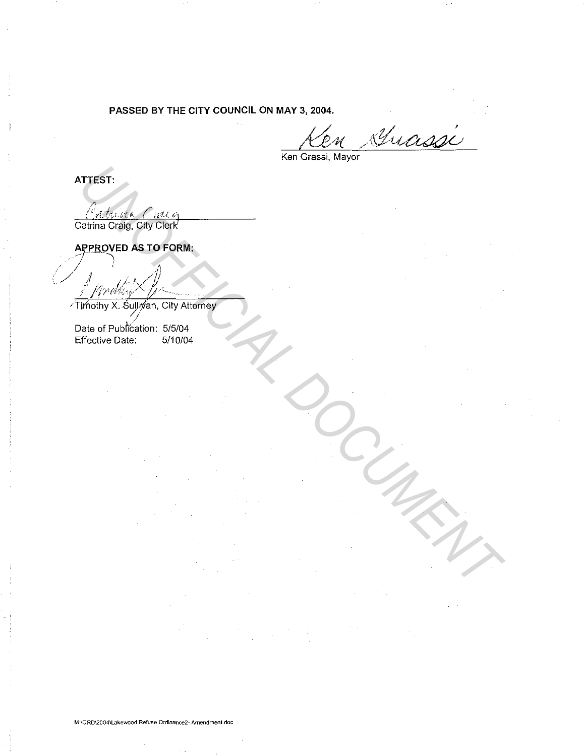**PASSED BY THE CITY COUNCIL ON MAY 3, 2004.**

Ken Grassi

Ken Grassi, Mayor

**ATTEST:**

Catrina Craig

Catrina Craig, City Clerk

**APPROVED AS TO FORM:**

Timothy X. Sullivan

Timothy X. Sullivan, City Attorney

Date of Publication: 5/5/04
Effective Date: 5/10/04

UNOFFICIAL DOCUMENT

M:\ORD\2004\Lakewood Refuse Ordinance2- Amendment.doc